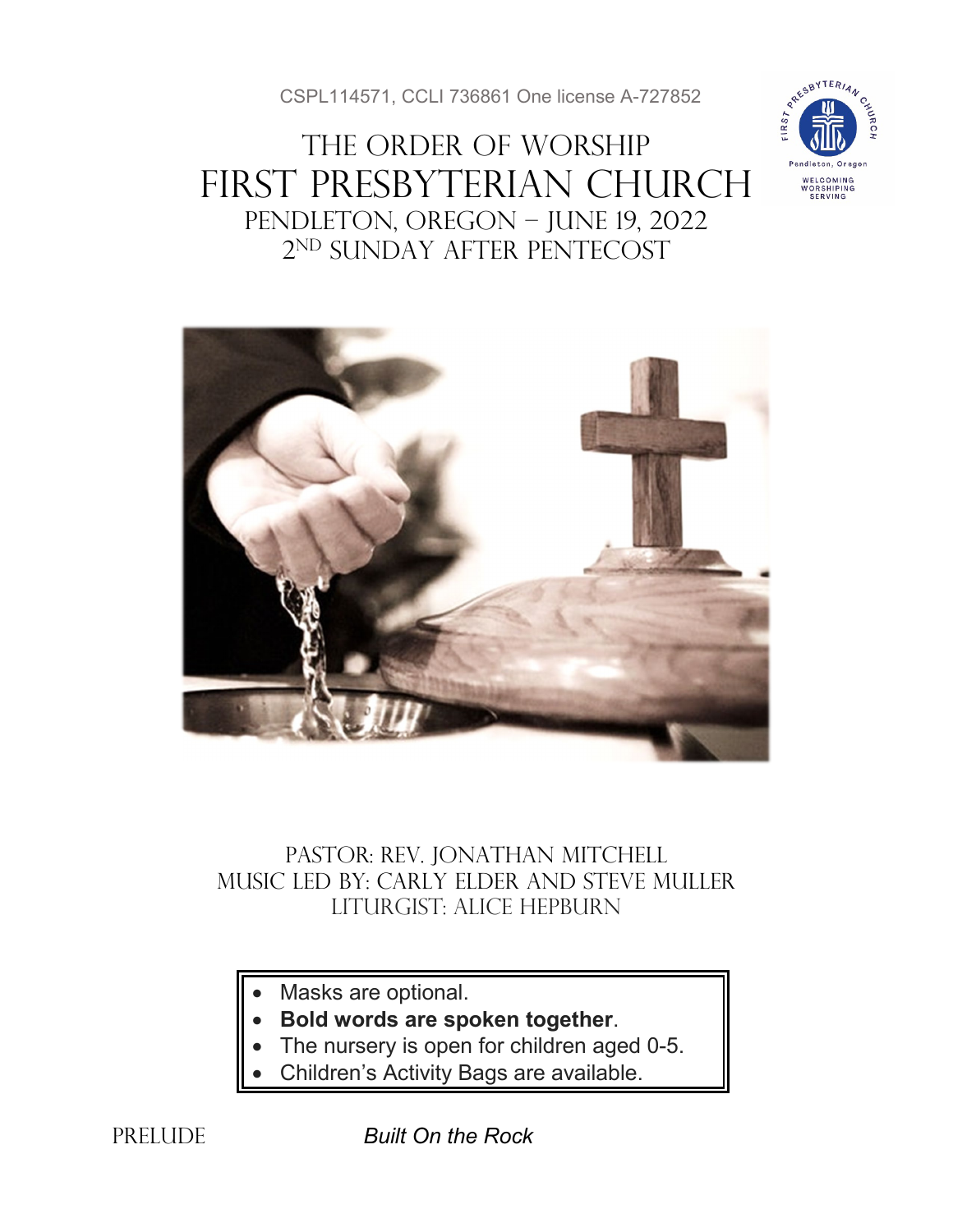CSPL114571, CCLI 736861 One license A-727852

# The Order of Worship
# First Presbyterian Church
## Pendleton, Oregon – June 19, 2022
## 2nd Sunday after Pentecost

Pastor: Rev. Jonathan Mitchell
Music Led By: Carly Elder and Steve Muller
Liturgist: Alice Hepburn

- Masks are optional.
- **Bold words are spoken together**.
- The nursery is open for children aged 0-5.
- Children's Activity Bags are available.

PRELUDE *Built On the Rock*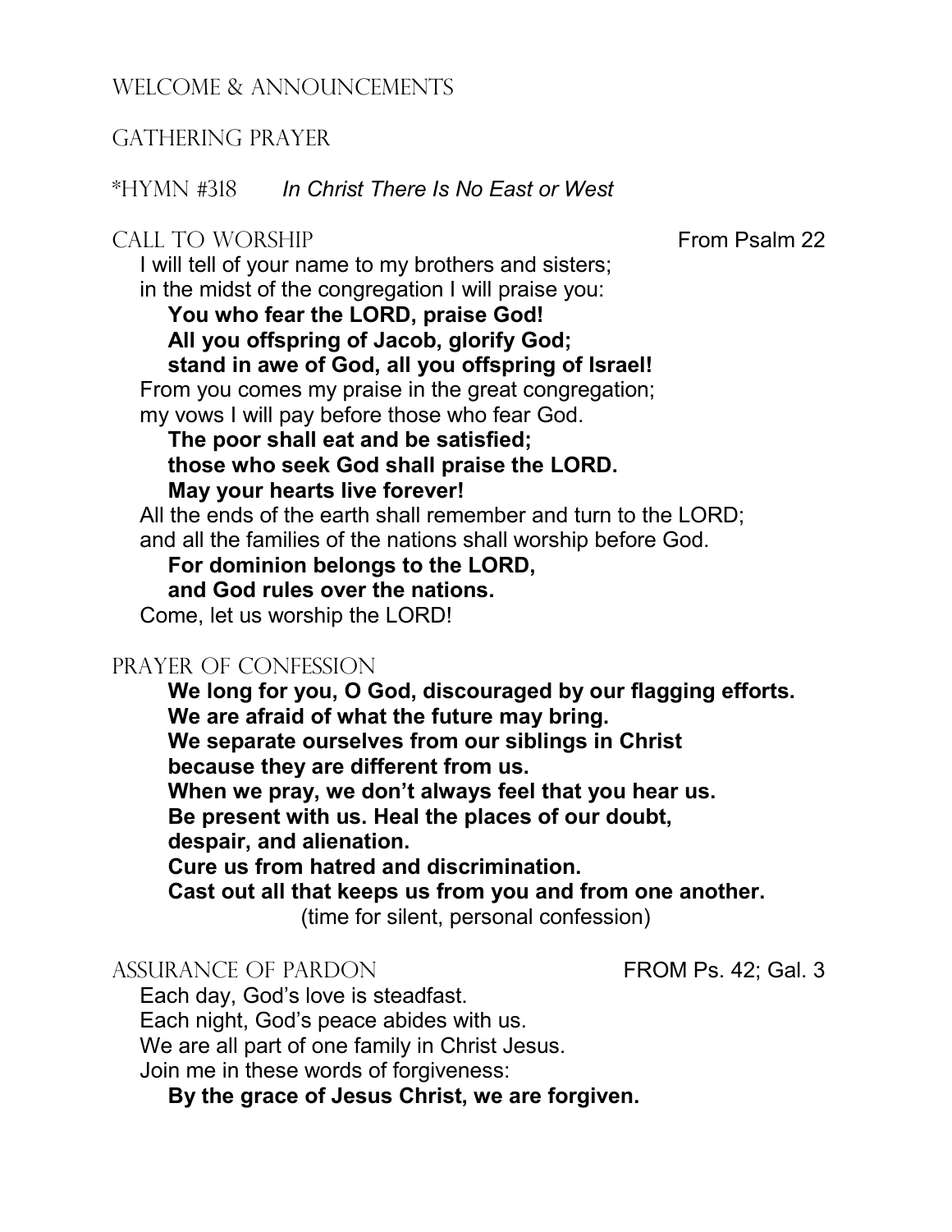## Welcome & Announcements

## Gathering Prayer

## *Hymn #318 *In Christ There Is No East or West*

## Call to Worship — From Psalm 22

I will tell of your name to my brothers and sisters;
in the midst of the congregation I will praise you:

**You who fear the LORD, praise God!**
**All you offspring of Jacob, glorify God;**
**stand in awe of God, all you offspring of Israel!**

From you comes my praise in the great congregation;
my vows I will pay before those who fear God.

**The poor shall eat and be satisfied;**
**those who seek God shall praise the LORD.**
**May your hearts live forever!**

All the ends of the earth shall remember and turn to the LORD;
and all the families of the nations shall worship before God.

**For dominion belongs to the LORD,**
**and God rules over the nations.**

Come, let us worship the LORD!

## Prayer of Confession

**We long for you, O God, discouraged by our flagging efforts.**
**We are afraid of what the future may bring.**
**We separate ourselves from our siblings in Christ**
**because they are different from us.**
**When we pray, we don't always feel that you hear us.**
**Be present with us. Heal the places of our doubt,**
**despair, and alienation.**
**Cure us from hatred and discrimination.**
**Cast out all that keeps us from you and from one another.**

(time for silent, personal confession)

## Assurance of Pardon — FROM Ps. 42; Gal. 3

Each day, God's love is steadfast.
Each night, God's peace abides with us.
We are all part of one family in Christ Jesus.
Join me in these words of forgiveness:

**By the grace of Jesus Christ, we are forgiven.**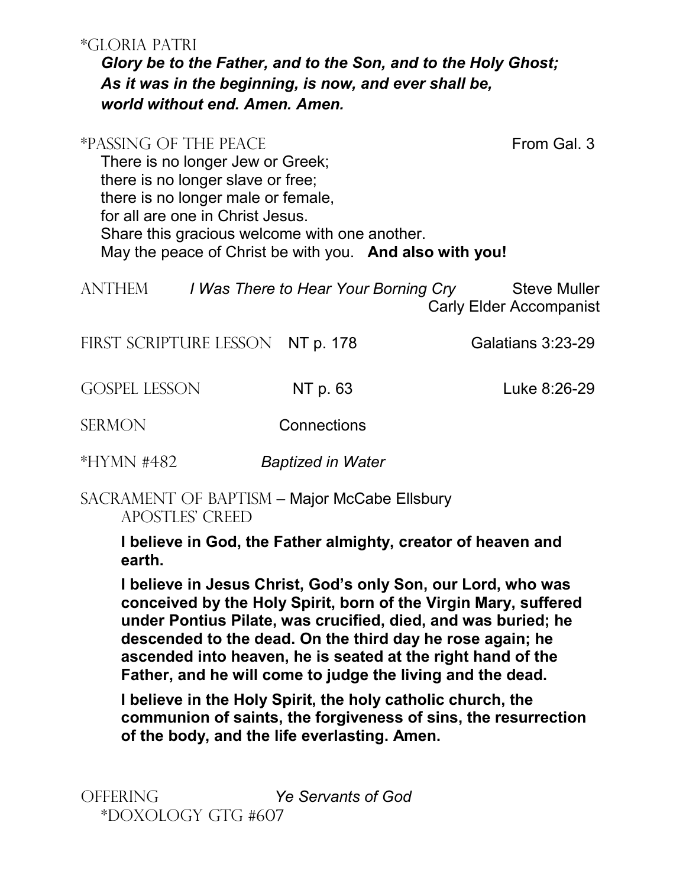*GLORIA PATRI

***Glory be to the Father, and to the Son, and to the Holy Ghost;***
***As it was in the beginning, is now, and ever shall be,***
***world without end. Amen. Amen.***

*PASSING OF THE PEACE — From Gal. 3

There is no longer Jew or Greek;
there is no longer slave or free;
there is no longer male or female,
for all are one in Christ Jesus.
Share this gracious welcome with one another.
May the peace of Christ be with you. **And also with you!**

ANTHEM — *I Was There to Hear Your Borning Cry* — Steve Muller
Carly Elder Accompanist

FIRST SCRIPTURE LESSON — NT p. 178 — Galatians 3:23-29

GOSPEL LESSON — NT p. 63 — Luke 8:26-29

SERMON — Connections

*HYMN #482 — *Baptized in Water*

SACRAMENT OF BAPTISM – Major McCabe Ellsbury

APOSTLES' CREED

**I believe in God, the Father almighty, creator of heaven and earth.**

**I believe in Jesus Christ, God's only Son, our Lord, who was conceived by the Holy Spirit, born of the Virgin Mary, suffered under Pontius Pilate, was crucified, died, and was buried; he descended to the dead. On the third day he rose again; he ascended into heaven, he is seated at the right hand of the Father, and he will come to judge the living and the dead.**

**I believe in the Holy Spirit, the holy catholic church, the communion of saints, the forgiveness of sins, the resurrection of the body, and the life everlasting. Amen.**

OFFERING — *Ye Servants of God*

*DOXOLOGY GTG #607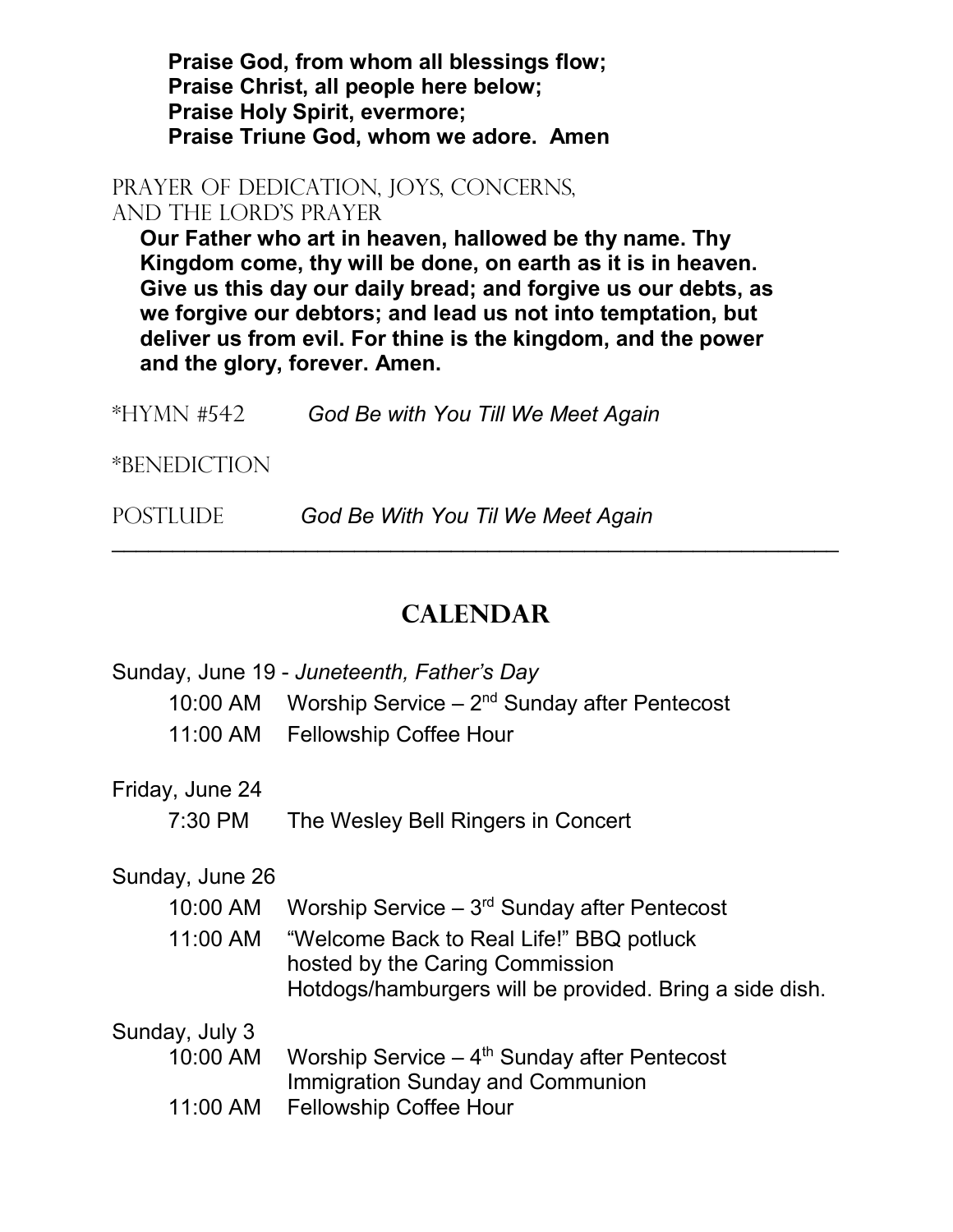**Praise God, from whom all blessings flow;**
**Praise Christ, all people here below;**
**Praise Holy Spirit, evermore;**
**Praise Triune God, whom we adore. Amen**

PRAYER OF DEDICATION, JOYS, CONCERNS, AND THE LORD'S PRAYER

**Our Father who art in heaven, hallowed be thy name. Thy Kingdom come, thy will be done, on earth as it is in heaven. Give us this day our daily bread; and forgive us our debts, as we forgive our debtors; and lead us not into temptation, but deliver us from evil. For thine is the kingdom, and the power and the glory, forever. Amen.**

*HYMN #542 *God Be with You Till We Meet Again*

*BENEDICTION

POSTLUDE *God Be With You Til We Meet Again*

---

## CALENDAR

Sunday, June 19 - *Juneteenth, Father's Day*

10:00 AM Worship Service – 2nd Sunday after Pentecost
11:00 AM Fellowship Coffee Hour

Friday, June 24

7:30 PM The Wesley Bell Ringers in Concert

Sunday, June 26

10:00 AM Worship Service – 3rd Sunday after Pentecost
11:00 AM "Welcome Back to Real Life!" BBQ potluck hosted by the Caring Commission
Hotdogs/hamburgers will be provided. Bring a side dish.

Sunday, July 3

10:00 AM Worship Service – 4th Sunday after Pentecost
Immigration Sunday and Communion
11:00 AM Fellowship Coffee Hour